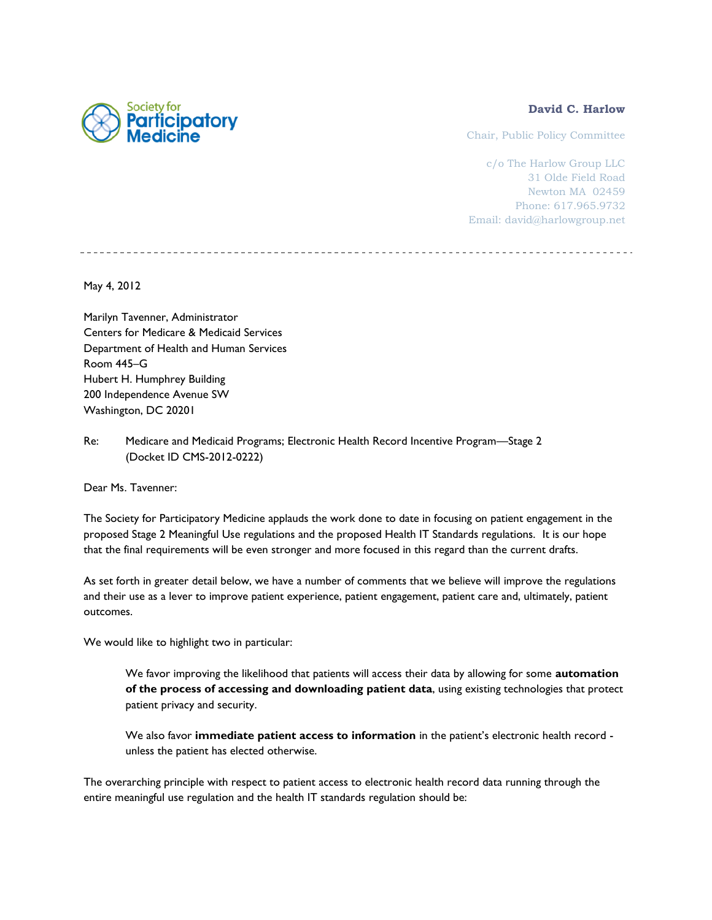Society for Participatory Medicine

**David C. Harlow**

Chair, Public Policy Committee

c/o The Harlow Group LLC
31 Olde Field Road
Newton MA 02459
Phone: 617.965.9732
Email: david@harlowgroup.net

---

May 4, 2012

Marilyn Tavenner, Administrator
Centers for Medicare & Medicaid Services
Department of Health and Human Services
Room 445–G
Hubert H. Humphrey Building
200 Independence Avenue SW
Washington, DC 20201

Re: Medicare and Medicaid Programs; Electronic Health Record Incentive Program—Stage 2 (Docket ID CMS-2012-0222)

Dear Ms. Tavenner:

The Society for Participatory Medicine applauds the work done to date in focusing on patient engagement in the proposed Stage 2 Meaningful Use regulations and the proposed Health IT Standards regulations. It is our hope that the final requirements will be even stronger and more focused in this regard than the current drafts.

As set forth in greater detail below, we have a number of comments that we believe will improve the regulations and their use as a lever to improve patient experience, patient engagement, patient care and, ultimately, patient outcomes.

We would like to highlight two in particular:

> We favor improving the likelihood that patients will access their data by allowing for some **automation of the process of accessing and downloading patient data**, using existing technologies that protect patient privacy and security.
>
> We also favor **immediate patient access to information** in the patient's electronic health record - unless the patient has elected otherwise.

The overarching principle with respect to patient access to electronic health record data running through the entire meaningful use regulation and the health IT standards regulation should be: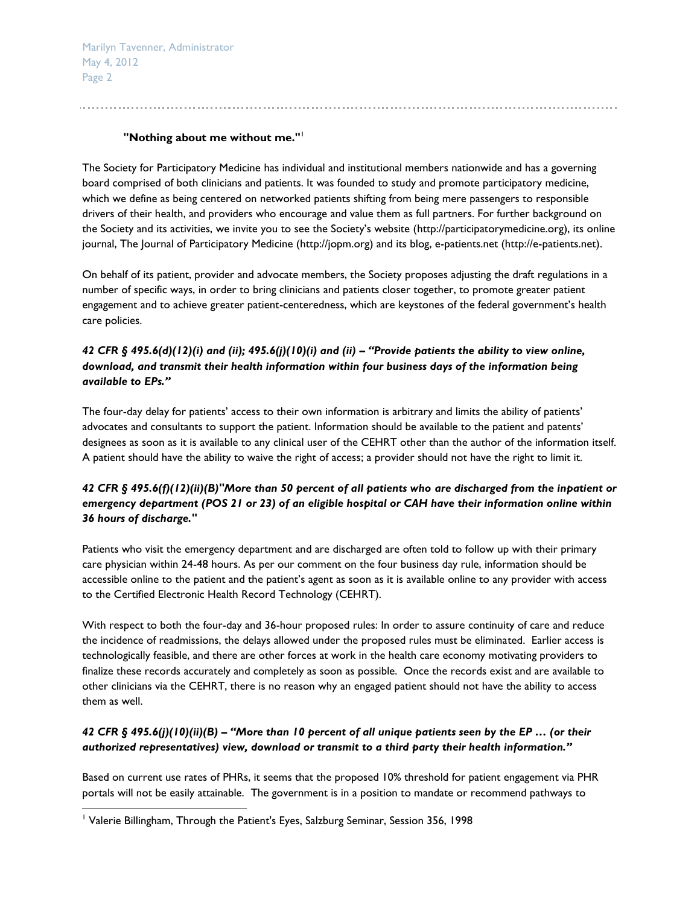**"Nothing about me without me."**[1]

The Society for Participatory Medicine has individual and institutional members nationwide and has a governing board comprised of both clinicians and patients. It was founded to study and promote participatory medicine, which we define as being centered on networked patients shifting from being mere passengers to responsible drivers of their health, and providers who encourage and value them as full partners. For further background on the Society and its activities, we invite you to see the Society's website (http://participatorymedicine.org), its online journal, The Journal of Participatory Medicine (http://jopm.org) and its blog, e-patients.net (http://e-patients.net).

On behalf of its patient, provider and advocate members, the Society proposes adjusting the draft regulations in a number of specific ways, in order to bring clinicians and patients closer together, to promote greater patient engagement and to achieve greater patient-centeredness, which are keystones of the federal government's health care policies.

***42 CFR § 495.6(d)(12)(i) and (ii); 495.6(j)(10)(i) and (ii) – "Provide patients the ability to view online, download, and transmit their health information within four business days of the information being available to EPs."***

The four-day delay for patients' access to their own information is arbitrary and limits the ability of patients' advocates and consultants to support the patient. Information should be available to the patient and patients' designees as soon as it is available to any clinical user of the CEHRT other than the author of the information itself. A patient should have the ability to waive the right of access; a provider should not have the right to limit it.

***42 CFR § 495.6(f)(12)(ii)(B)"More than 50 percent of all patients who are discharged from the inpatient or emergency department (POS 21 or 23) of an eligible hospital or CAH have their information online within 36 hours of discharge."***

Patients who visit the emergency department and are discharged are often told to follow up with their primary care physician within 24-48 hours. As per our comment on the four business day rule, information should be accessible online to the patient and the patient's agent as soon as it is available online to any provider with access to the Certified Electronic Health Record Technology (CEHRT).

With respect to both the four-day and 36-hour proposed rules: In order to assure continuity of care and reduce the incidence of readmissions, the delays allowed under the proposed rules must be eliminated. Earlier access is technologically feasible, and there are other forces at work in the health care economy motivating providers to finalize these records accurately and completely as soon as possible. Once the records exist and are available to other clinicians via the CEHRT, there is no reason why an engaged patient should not have the ability to access them as well.

***42 CFR § 495.6(j)(10)(ii)(B) – "More than 10 percent of all unique patients seen by the EP … (or their authorized representatives) view, download or transmit to a third party their health information."***

Based on current use rates of PHRs, it seems that the proposed 10% threshold for patient engagement via PHR portals will not be easily attainable. The government is in a position to mandate or recommend pathways to

[1] Valerie Billingham, Through the Patient's Eyes, Salzburg Seminar, Session 356, 1998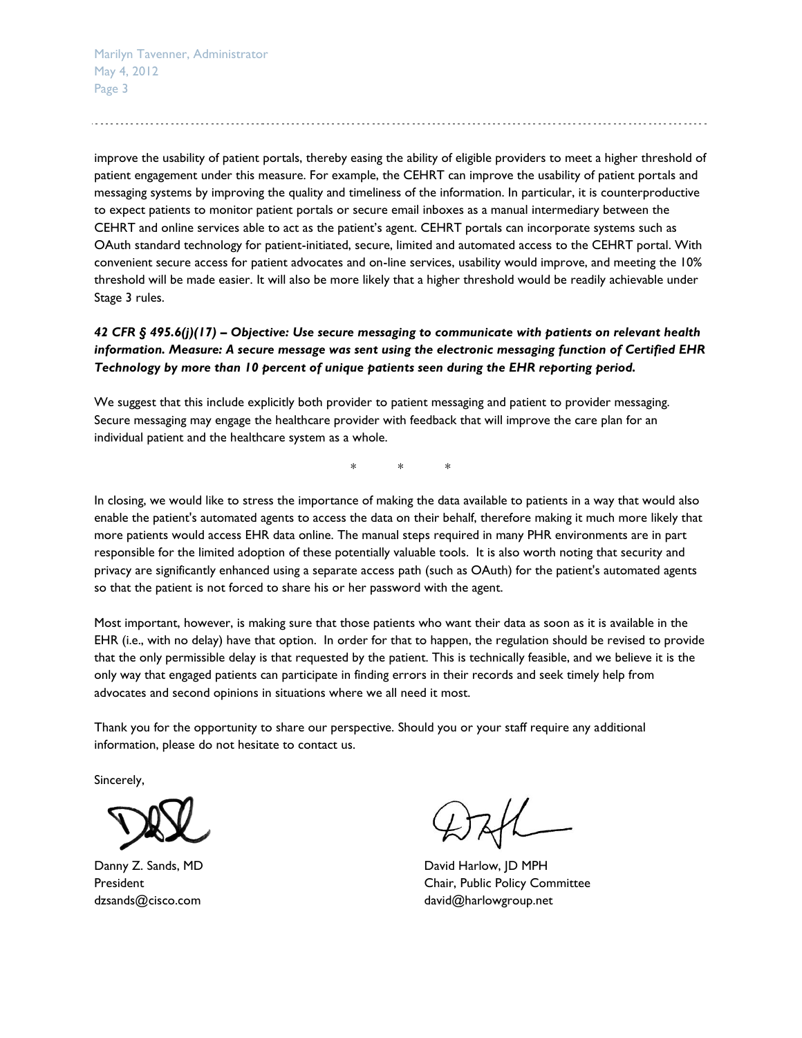improve the usability of patient portals, thereby easing the ability of eligible providers to meet a higher threshold of patient engagement under this measure. For example, the CEHRT can improve the usability of patient portals and messaging systems by improving the quality and timeliness of the information. In particular, it is counterproductive to expect patients to monitor patient portals or secure email inboxes as a manual intermediary between the CEHRT and online services able to act as the patient's agent. CEHRT portals can incorporate systems such as OAuth standard technology for patient-initiated, secure, limited and automated access to the CEHRT portal. With convenient secure access for patient advocates and on-line services, usability would improve, and meeting the 10% threshold will be made easier. It will also be more likely that a higher threshold would be readily achievable under Stage 3 rules.

***42 CFR § 495.6(j)(17) – Objective: Use secure messaging to communicate with patients on relevant health information. Measure: A secure message was sent using the electronic messaging function of Certified EHR Technology by more than 10 percent of unique patients seen during the EHR reporting period.***

We suggest that this include explicitly both provider to patient messaging and patient to provider messaging. Secure messaging may engage the healthcare provider with feedback that will improve the care plan for an individual patient and the healthcare system as a whole.

\* \* \*

In closing, we would like to stress the importance of making the data available to patients in a way that would also enable the patient's automated agents to access the data on their behalf, therefore making it much more likely that more patients would access EHR data online. The manual steps required in many PHR environments are in part responsible for the limited adoption of these potentially valuable tools. It is also worth noting that security and privacy are significantly enhanced using a separate access path (such as OAuth) for the patient's automated agents so that the patient is not forced to share his or her password with the agent.

Most important, however, is making sure that those patients who want their data as soon as it is available in the EHR (i.e., with no delay) have that option. In order for that to happen, the regulation should be revised to provide that the only permissible delay is that requested by the patient. This is technically feasible, and we believe it is the only way that engaged patients can participate in finding errors in their records and seek timely help from advocates and second opinions in situations where we all need it most.

Thank you for the opportunity to share our perspective. Should you or your staff require any additional information, please do not hesitate to contact us.

Sincerely,

Danny Z. Sands, MD
President
dzsands@cisco.com

David Harlow, JD MPH
Chair, Public Policy Committee
david@harlowgroup.net